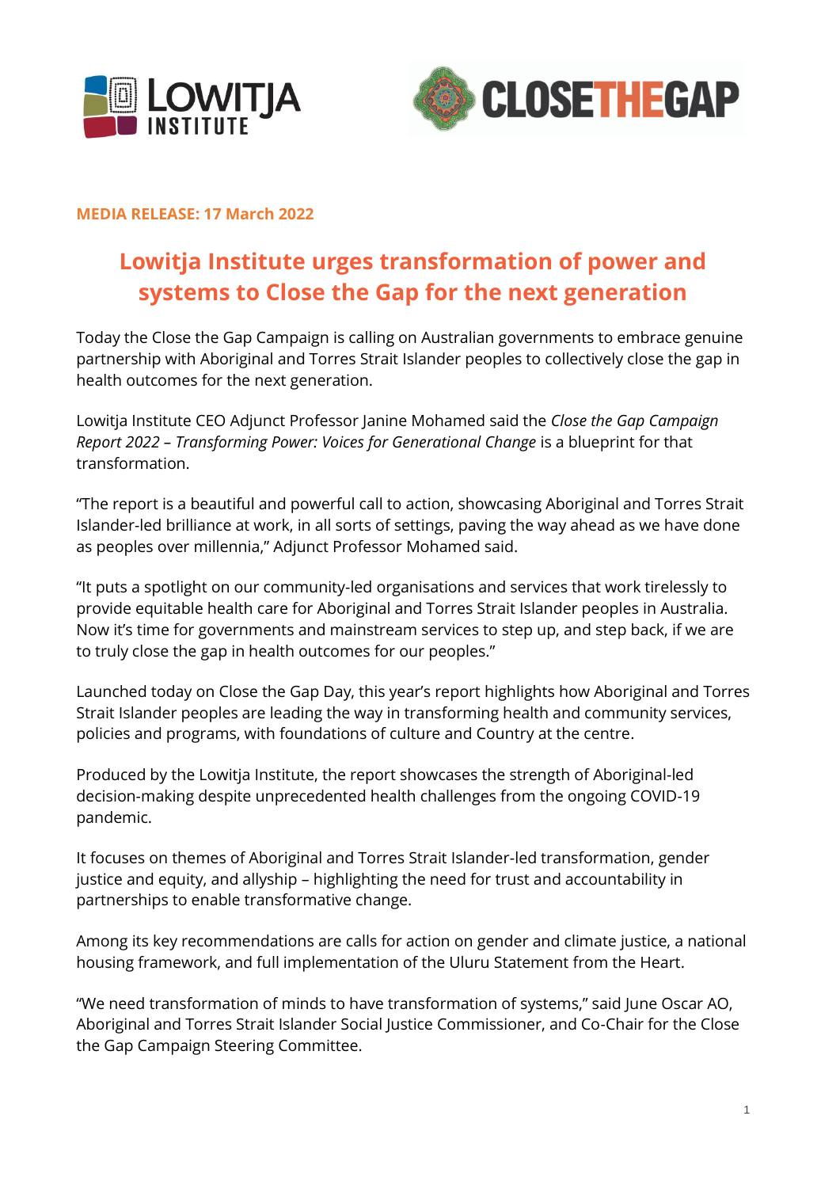**MEDIA RELEASE: 17 March 2022**

# Lowitja Institute urges transformation of power and systems to Close the Gap for the next generation

Today the Close the Gap Campaign is calling on Australian governments to embrace genuine partnership with Aboriginal and Torres Strait Islander peoples to collectively close the gap in health outcomes for the next generation.

Lowitja Institute CEO Adjunct Professor Janine Mohamed said the *Close the Gap Campaign Report 2022 – Transforming Power: Voices for Generational Change* is a blueprint for that transformation.

"The report is a beautiful and powerful call to action, showcasing Aboriginal and Torres Strait Islander-led brilliance at work, in all sorts of settings, paving the way ahead as we have done as peoples over millennia," Adjunct Professor Mohamed said.

"It puts a spotlight on our community-led organisations and services that work tirelessly to provide equitable health care for Aboriginal and Torres Strait Islander peoples in Australia. Now it's time for governments and mainstream services to step up, and step back, if we are to truly close the gap in health outcomes for our peoples."

Launched today on Close the Gap Day, this year's report highlights how Aboriginal and Torres Strait Islander peoples are leading the way in transforming health and community services, policies and programs, with foundations of culture and Country at the centre.

Produced by the Lowitja Institute, the report showcases the strength of Aboriginal-led decision-making despite unprecedented health challenges from the ongoing COVID-19 pandemic.

It focuses on themes of Aboriginal and Torres Strait Islander-led transformation, gender justice and equity, and allyship – highlighting the need for trust and accountability in partnerships to enable transformative change.

Among its key recommendations are calls for action on gender and climate justice, a national housing framework, and full implementation of the Uluru Statement from the Heart.

"We need transformation of minds to have transformation of systems," said June Oscar AO, Aboriginal and Torres Strait Islander Social Justice Commissioner, and Co-Chair for the Close the Gap Campaign Steering Committee.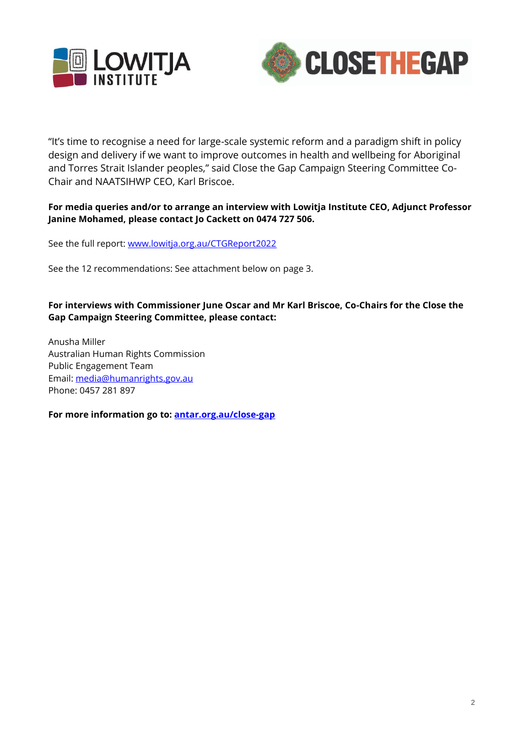"It's time to recognise a need for large-scale systemic reform and a paradigm shift in policy design and delivery if we want to improve outcomes in health and wellbeing for Aboriginal and Torres Strait Islander peoples," said Close the Gap Campaign Steering Committee Co-Chair and NAATSIHWP CEO, Karl Briscoe.

**For media queries and/or to arrange an interview with Lowitja Institute CEO, Adjunct Professor Janine Mohamed, please contact Jo Cackett on 0474 727 506.**

See the full report: www.lowitja.org.au/CTGReport2022

See the 12 recommendations: See attachment below on page 3.

**For interviews with Commissioner June Oscar and Mr Karl Briscoe, Co-Chairs for the Close the Gap Campaign Steering Committee, please contact:**

Anusha Miller
Australian Human Rights Commission
Public Engagement Team
Email: media@humanrights.gov.au
Phone: 0457 281 897

**For more information go to: antar.org.au/close-gap**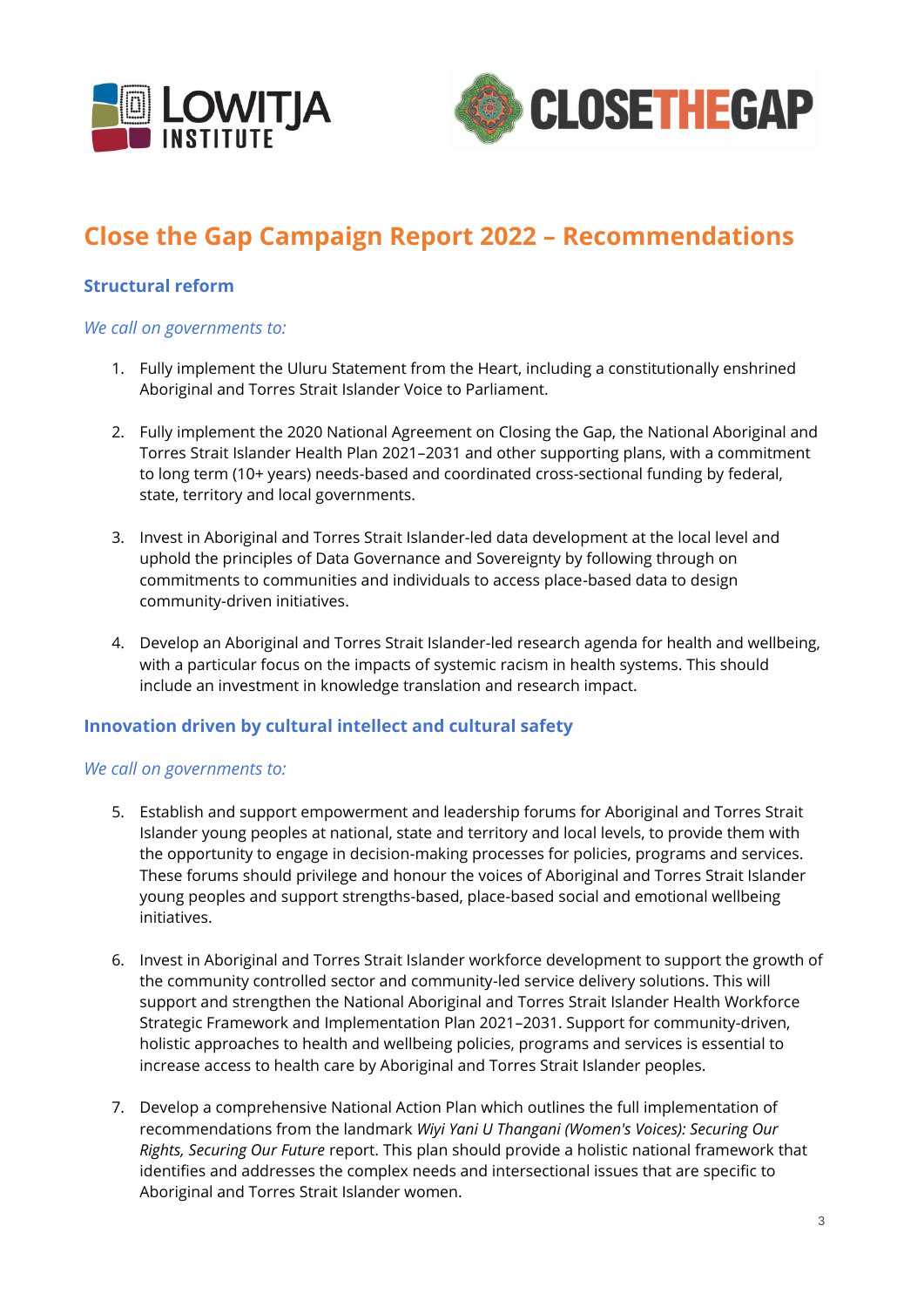# Close the Gap Campaign Report 2022 – Recommendations

## Structural reform

*We call on governments to:*

1. Fully implement the Uluru Statement from the Heart, including a constitutionally enshrined Aboriginal and Torres Strait Islander Voice to Parliament.

2. Fully implement the 2020 National Agreement on Closing the Gap, the National Aboriginal and Torres Strait Islander Health Plan 2021–2031 and other supporting plans, with a commitment to long term (10+ years) needs-based and coordinated cross-sectional funding by federal, state, territory and local governments.

3. Invest in Aboriginal and Torres Strait Islander-led data development at the local level and uphold the principles of Data Governance and Sovereignty by following through on commitments to communities and individuals to access place-based data to design community-driven initiatives.

4. Develop an Aboriginal and Torres Strait Islander-led research agenda for health and wellbeing, with a particular focus on the impacts of systemic racism in health systems. This should include an investment in knowledge translation and research impact.

## Innovation driven by cultural intellect and cultural safety

*We call on governments to:*

5. Establish and support empowerment and leadership forums for Aboriginal and Torres Strait Islander young peoples at national, state and territory and local levels, to provide them with the opportunity to engage in decision-making processes for policies, programs and services. These forums should privilege and honour the voices of Aboriginal and Torres Strait Islander young peoples and support strengths-based, place-based social and emotional wellbeing initiatives.

6. Invest in Aboriginal and Torres Strait Islander workforce development to support the growth of the community controlled sector and community-led service delivery solutions. This will support and strengthen the National Aboriginal and Torres Strait Islander Health Workforce Strategic Framework and Implementation Plan 2021–2031. Support for community-driven, holistic approaches to health and wellbeing policies, programs and services is essential to increase access to health care by Aboriginal and Torres Strait Islander peoples.

7. Develop a comprehensive National Action Plan which outlines the full implementation of recommendations from the landmark *Wiyi Yani U Thangani (Women's Voices): Securing Our Rights, Securing Our Future* report. This plan should provide a holistic national framework that identifies and addresses the complex needs and intersectional issues that are specific to Aboriginal and Torres Strait Islander women.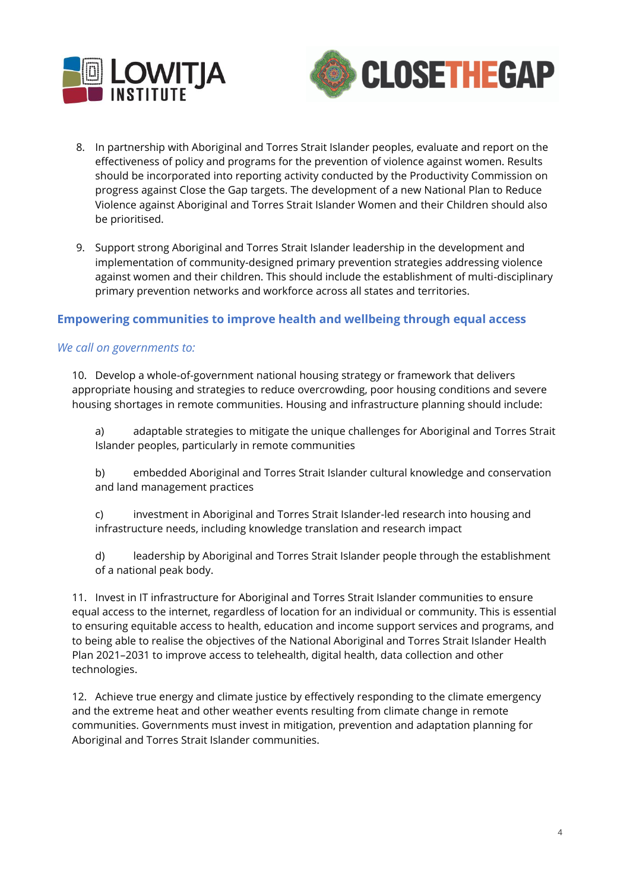8. In partnership with Aboriginal and Torres Strait Islander peoples, evaluate and report on the effectiveness of policy and programs for the prevention of violence against women. Results should be incorporated into reporting activity conducted by the Productivity Commission on progress against Close the Gap targets. The development of a new National Plan to Reduce Violence against Aboriginal and Torres Strait Islander Women and their Children should also be prioritised.

9. Support strong Aboriginal and Torres Strait Islander leadership in the development and implementation of community-designed primary prevention strategies addressing violence against women and their children. This should include the establishment of multi-disciplinary primary prevention networks and workforce across all states and territories.

## Empowering communities to improve health and wellbeing through equal access

*We call on governments to:*

10. Develop a whole-of-government national housing strategy or framework that delivers appropriate housing and strategies to reduce overcrowding, poor housing conditions and severe housing shortages in remote communities. Housing and infrastructure planning should include:

    a) adaptable strategies to mitigate the unique challenges for Aboriginal and Torres Strait Islander peoples, particularly in remote communities

    b) embedded Aboriginal and Torres Strait Islander cultural knowledge and conservation and land management practices

    c) investment in Aboriginal and Torres Strait Islander-led research into housing and infrastructure needs, including knowledge translation and research impact

    d) leadership by Aboriginal and Torres Strait Islander people through the establishment of a national peak body.

11. Invest in IT infrastructure for Aboriginal and Torres Strait Islander communities to ensure equal access to the internet, regardless of location for an individual or community. This is essential to ensuring equitable access to health, education and income support services and programs, and to being able to realise the objectives of the National Aboriginal and Torres Strait Islander Health Plan 2021–2031 to improve access to telehealth, digital health, data collection and other technologies.

12. Achieve true energy and climate justice by effectively responding to the climate emergency and the extreme heat and other weather events resulting from climate change in remote communities. Governments must invest in mitigation, prevention and adaptation planning for Aboriginal and Torres Strait Islander communities.